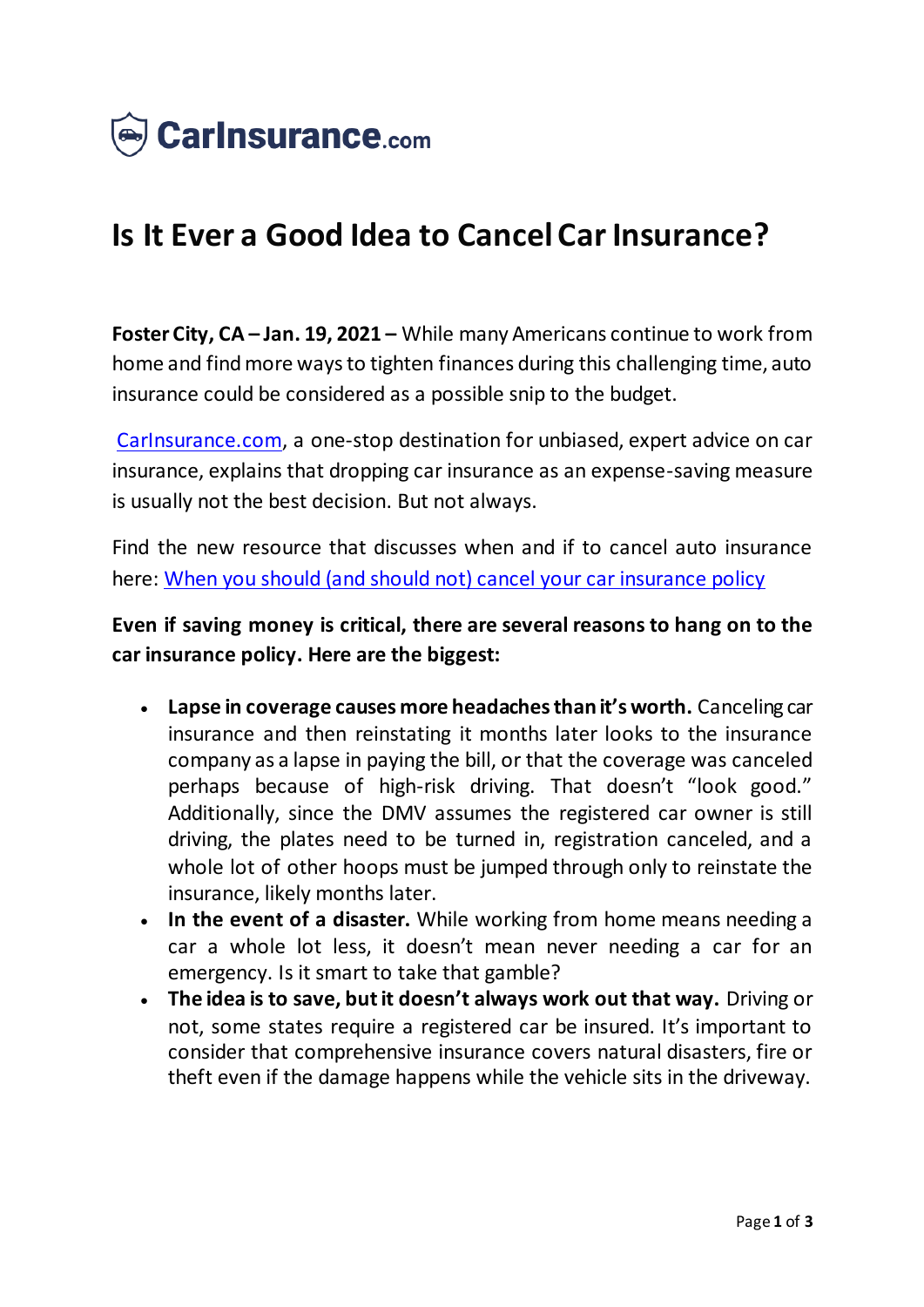CarInsurance.com

# Is It Ever a Good Idea to Cancel Car Insurance?

**Foster City, CA – Jan. 19, 2021 –** While many Americans continue to work from home and find more ways to tighten finances during this challenging time, auto insurance could be considered as a possible snip to the budget.

CarInsurance.com, a one-stop destination for unbiased, expert advice on car insurance, explains that dropping car insurance as an expense-saving measure is usually not the best decision. But not always.

Find the new resource that discusses when and if to cancel auto insurance here: When you should (and should not) cancel your car insurance policy

**Even if saving money is critical, there are several reasons to hang on to the car insurance policy. Here are the biggest:**

- **Lapse in coverage causes more headaches than it's worth.** Canceling car insurance and then reinstating it months later looks to the insurance company as a lapse in paying the bill, or that the coverage was canceled perhaps because of high-risk driving. That doesn't "look good." Additionally, since the DMV assumes the registered car owner is still driving, the plates need to be turned in, registration canceled, and a whole lot of other hoops must be jumped through only to reinstate the insurance, likely months later.
- **In the event of a disaster.** While working from home means needing a car a whole lot less, it doesn't mean never needing a car for an emergency. Is it smart to take that gamble?
- **The idea is to save, but it doesn't always work out that way.** Driving or not, some states require a registered car be insured. It's important to consider that comprehensive insurance covers natural disasters, fire or theft even if the damage happens while the vehicle sits in the driveway.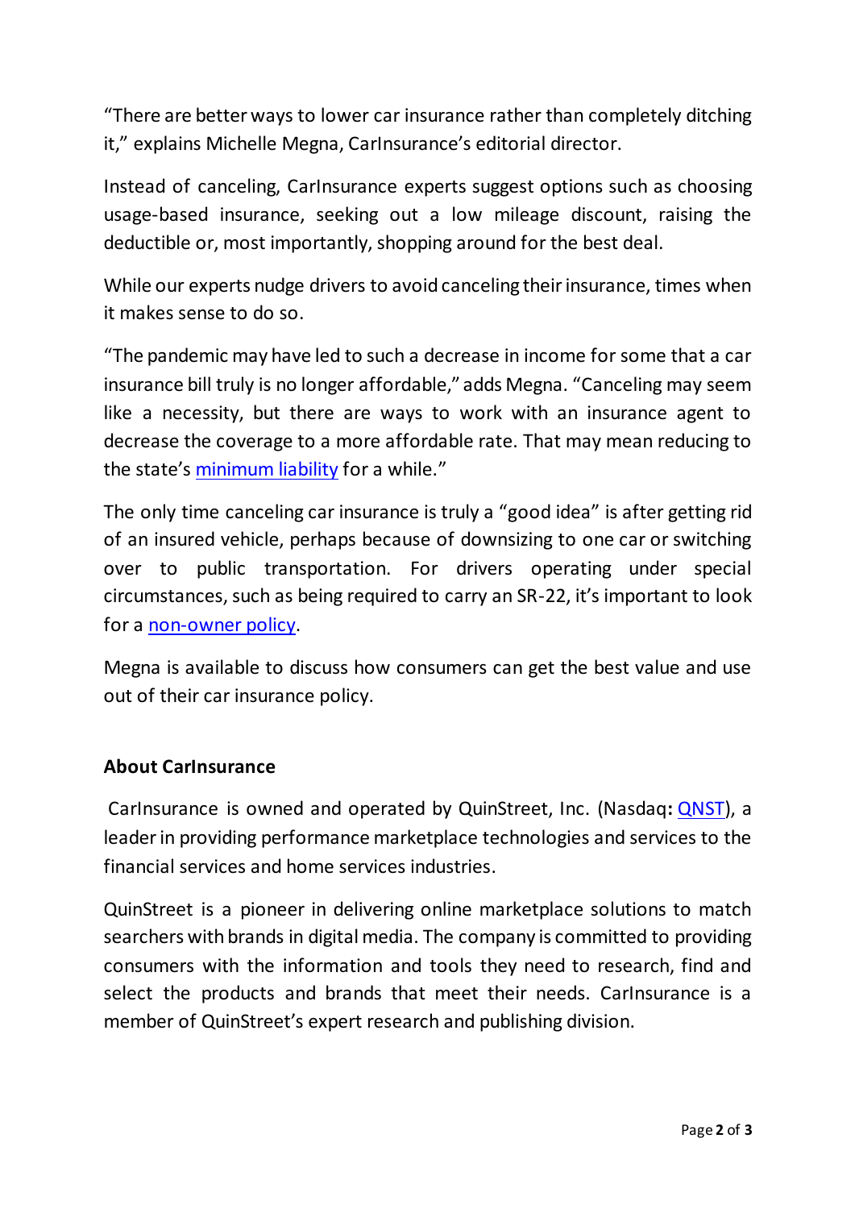"There are better ways to lower car insurance rather than completely ditching it," explains Michelle Megna, CarInsurance's editorial director.

Instead of canceling, CarInsurance experts suggest options such as choosing usage-based insurance, seeking out a low mileage discount, raising the deductible or, most importantly, shopping around for the best deal.

While our experts nudge drivers to avoid canceling their insurance, times when it makes sense to do so.

"The pandemic may have led to such a decrease in income for some that a car insurance bill truly is no longer affordable," adds Megna. "Canceling may seem like a necessity, but there are ways to work with an insurance agent to decrease the coverage to a more affordable rate. That may mean reducing to the state's minimum liability for a while."

The only time canceling car insurance is truly a "good idea" is after getting rid of an insured vehicle, perhaps because of downsizing to one car or switching over to public transportation. For drivers operating under special circumstances, such as being required to carry an SR-22, it's important to look for a non-owner policy.

Megna is available to discuss how consumers can get the best value and use out of their car insurance policy.

**About CarInsurance**

CarInsurance is owned and operated by QuinStreet, Inc. (Nasdaq**:** QNST), a leader in providing performance marketplace technologies and services to the financial services and home services industries.

QuinStreet is a pioneer in delivering online marketplace solutions to match searchers with brands in digital media. The company is committed to providing consumers with the information and tools they need to research, find and select the products and brands that meet their needs. CarInsurance is a member of QuinStreet's expert research and publishing division.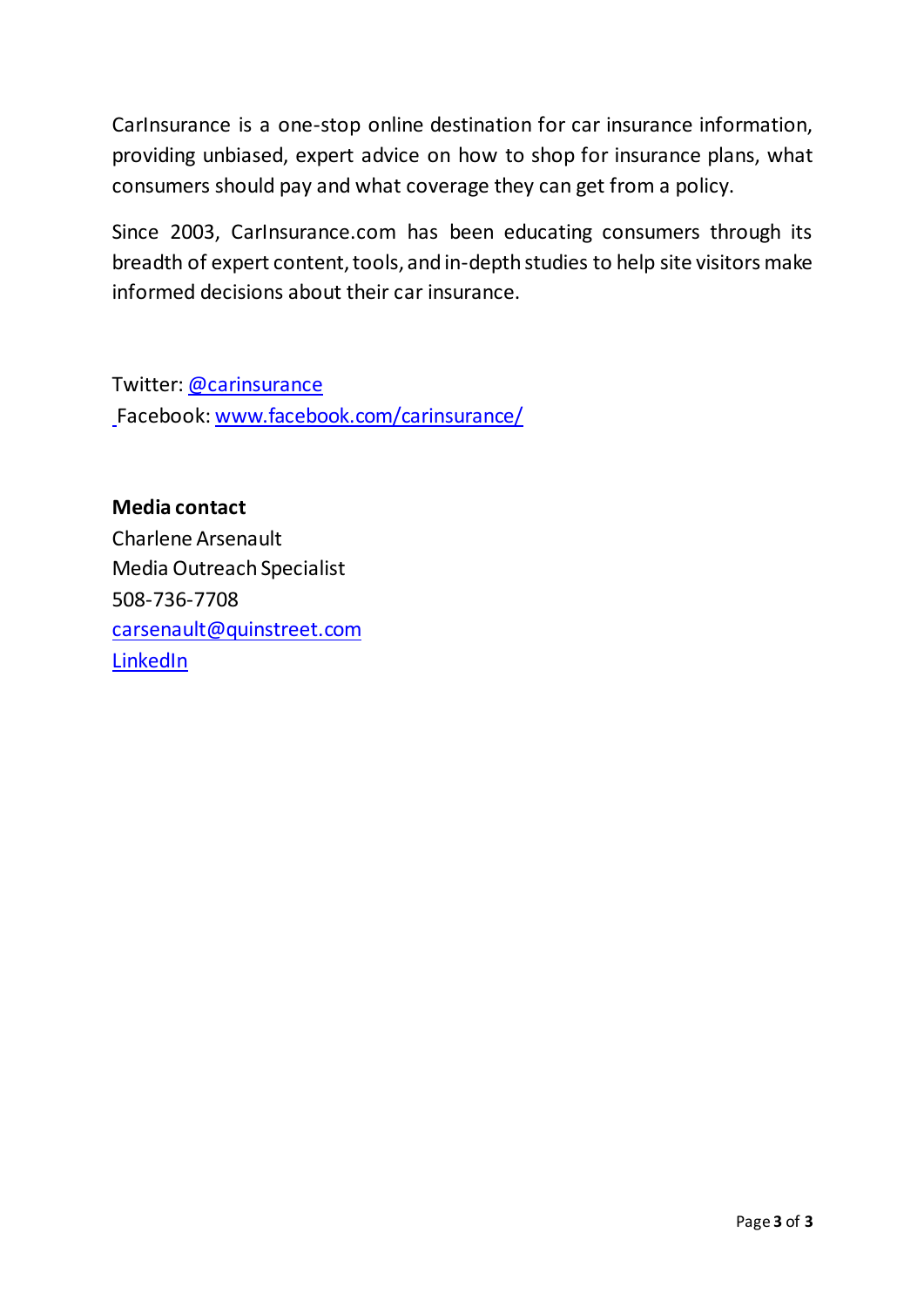CarInsurance is a one-stop online destination for car insurance information, providing unbiased, expert advice on how to shop for insurance plans, what consumers should pay and what coverage they can get from a policy.

Since 2003, CarInsurance.com has been educating consumers through its breadth of expert content, tools, and in-depth studies to help site visitors make informed decisions about their car insurance.

Twitter: @carinsurance
Facebook: www.facebook.com/carinsurance/

**Media contact**
Charlene Arsenault
Media Outreach Specialist
508-736-7708
carsenault@quinstreet.com
LinkedIn